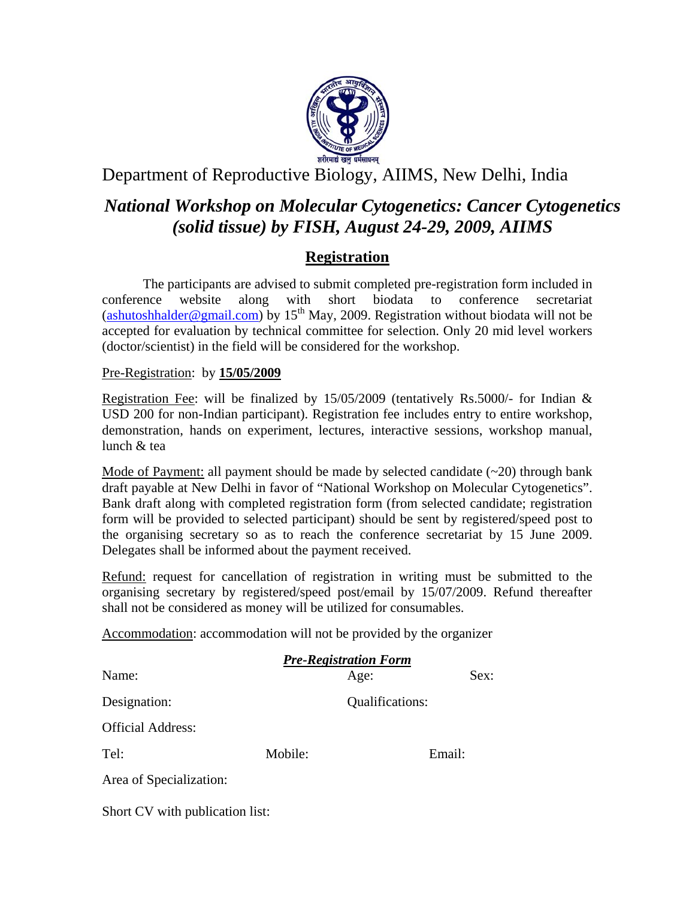शरीरमाद्यं खलु धर्मसाधनम्

# Department of Reproductive Biology, AIIMS, New Delhi, India

## *National Workshop on Molecular Cytogenetics: Cancer Cytogenetics (solid tissue) by FISH, August 24-29, 2009, AIIMS*

## Registration

The participants are advised to submit completed pre-registration form included in conference website along with short biodata to conference secretariat (ashutoshhalder@gmail.com) by 15th May, 2009. Registration without biodata will not be accepted for evaluation by technical committee for selection. Only 20 mid level workers (doctor/scientist) in the field will be considered for the workshop.

Pre-Registration: by **15/05/2009**

Registration Fee: will be finalized by 15/05/2009 (tentatively Rs.5000/- for Indian & USD 200 for non-Indian participant). Registration fee includes entry to entire workshop, demonstration, hands on experiment, lectures, interactive sessions, workshop manual, lunch & tea

Mode of Payment: all payment should be made by selected candidate (~20) through bank draft payable at New Delhi in favor of "National Workshop on Molecular Cytogenetics". Bank draft along with completed registration form (from selected candidate; registration form will be provided to selected participant) should be sent by registered/speed post to the organising secretary so as to reach the conference secretariat by 15 June 2009. Delegates shall be informed about the payment received.

Refund: request for cancellation of registration in writing must be submitted to the organising secretary by registered/speed post/email by 15/07/2009. Refund thereafter shall not be considered as money will be utilized for consumables.

Accommodation: accommodation will not be provided by the organizer

***Pre-Registration Form***

Name: Age: Sex:

Designation: Qualifications:

Official Address:

Tel: Mobile: Email:

Area of Specialization:

Short CV with publication list: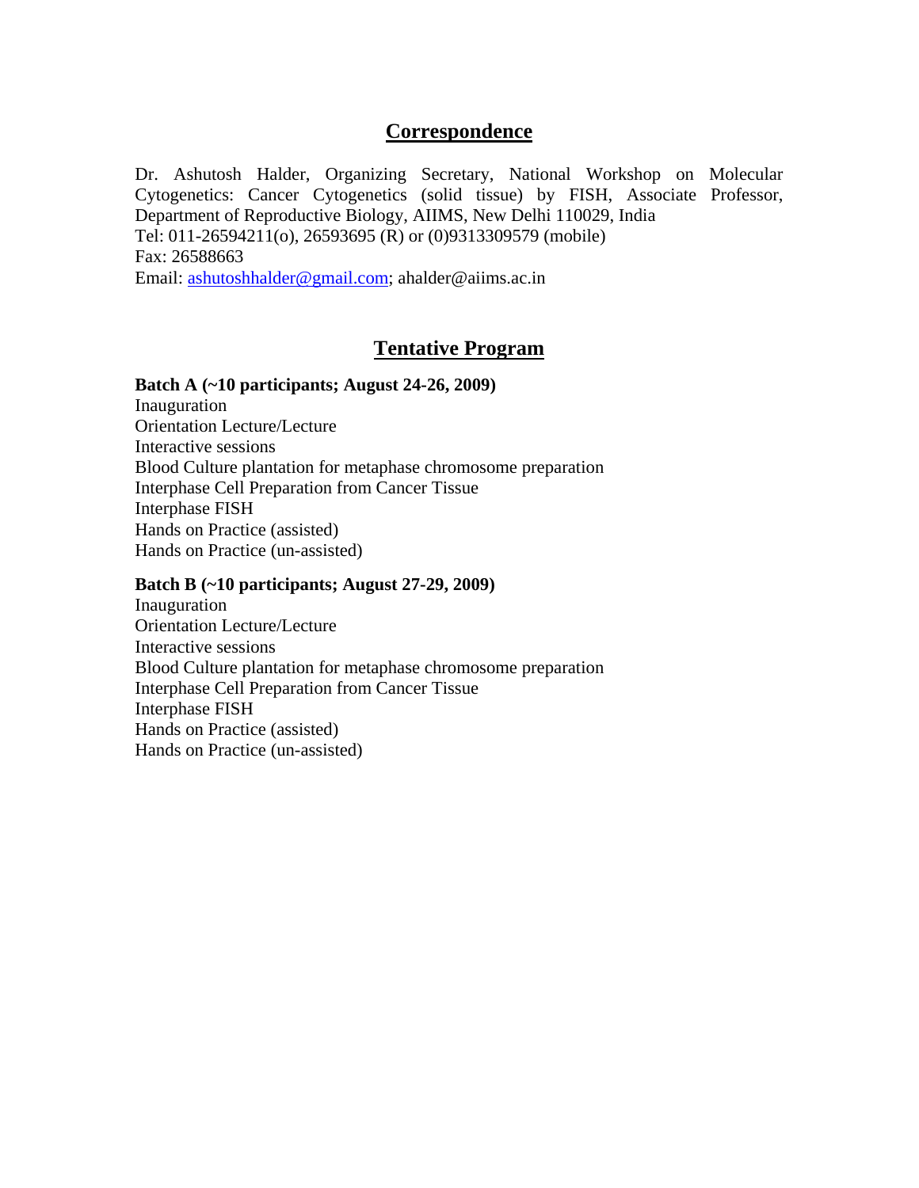## Correspondence

Dr. Ashutosh Halder, Organizing Secretary, National Workshop on Molecular Cytogenetics: Cancer Cytogenetics (solid tissue) by FISH, Associate Professor, Department of Reproductive Biology, AIIMS, New Delhi 110029, India
Tel: 011-26594211(o), 26593695 (R) or (0)9313309579 (mobile)
Fax: 26588663
Email: ashutoshhalder@gmail.com; ahalder@aiims.ac.in

## Tentative Program

**Batch A (~10 participants; August 24-26, 2009)**
Inauguration
Orientation Lecture/Lecture
Interactive sessions
Blood Culture plantation for metaphase chromosome preparation
Interphase Cell Preparation from Cancer Tissue
Interphase FISH
Hands on Practice (assisted)
Hands on Practice (un-assisted)

**Batch B (~10 participants; August 27-29, 2009)**
Inauguration
Orientation Lecture/Lecture
Interactive sessions
Blood Culture plantation for metaphase chromosome preparation
Interphase Cell Preparation from Cancer Tissue
Interphase FISH
Hands on Practice (assisted)
Hands on Practice (un-assisted)